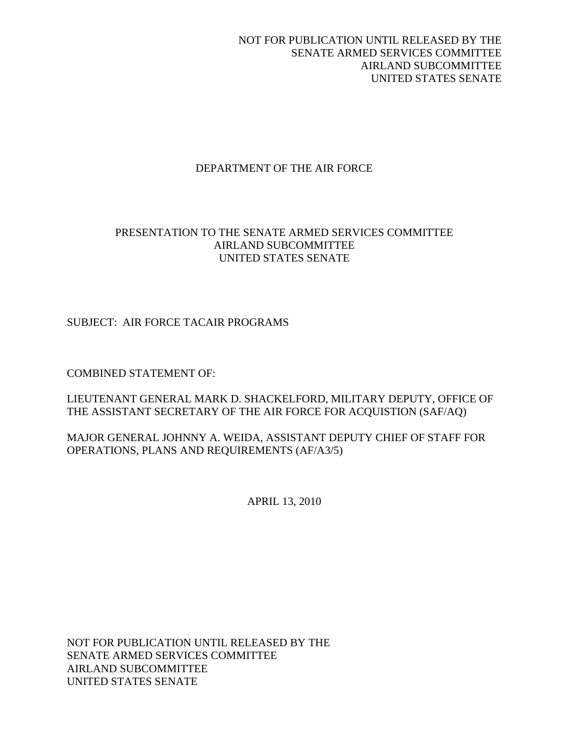NOT FOR PUBLICATION UNTIL RELEASED BY THE
SENATE ARMED SERVICES COMMITTEE
AIRLAND SUBCOMMITTEE
UNITED STATES SENATE

# DEPARTMENT OF THE AIR FORCE

PRESENTATION TO THE SENATE ARMED SERVICES COMMITTEE
AIRLAND SUBCOMMITTEE
UNITED STATES SENATE

SUBJECT: AIR FORCE TACAIR PROGRAMS

COMBINED STATEMENT OF:

LIEUTENANT GENERAL MARK D. SHACKELFORD, MILITARY DEPUTY, OFFICE OF THE ASSISTANT SECRETARY OF THE AIR FORCE FOR ACQUISTION (SAF/AQ)

MAJOR GENERAL JOHNNY A. WEIDA, ASSISTANT DEPUTY CHIEF OF STAFF FOR OPERATIONS, PLANS AND REQUIREMENTS (AF/A3/5)

APRIL 13, 2010

NOT FOR PUBLICATION UNTIL RELEASED BY THE
SENATE ARMED SERVICES COMMITTEE
AIRLAND SUBCOMMITTEE
UNITED STATES SENATE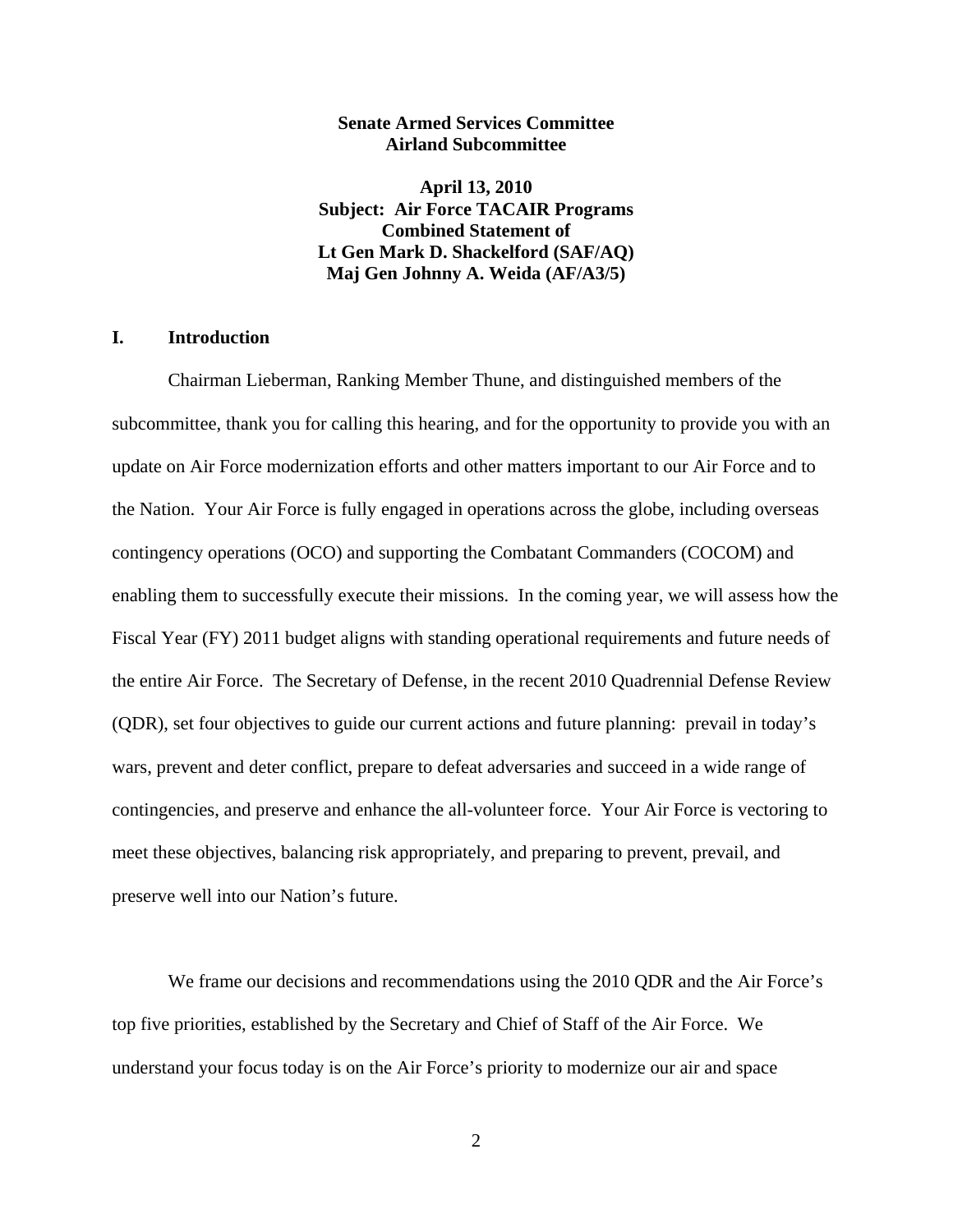**Senate Armed Services Committee**
**Airland Subcommittee**

**April 13, 2010**
**Subject: Air Force TACAIR Programs**
**Combined Statement of**
**Lt Gen Mark D. Shackelford (SAF/AQ)**
**Maj Gen Johnny A. Weida (AF/A3/5)**

## I. Introduction

Chairman Lieberman, Ranking Member Thune, and distinguished members of the subcommittee, thank you for calling this hearing, and for the opportunity to provide you with an update on Air Force modernization efforts and other matters important to our Air Force and to the Nation. Your Air Force is fully engaged in operations across the globe, including overseas contingency operations (OCO) and supporting the Combatant Commanders (COCOM) and enabling them to successfully execute their missions. In the coming year, we will assess how the Fiscal Year (FY) 2011 budget aligns with standing operational requirements and future needs of the entire Air Force. The Secretary of Defense, in the recent 2010 Quadrennial Defense Review (QDR), set four objectives to guide our current actions and future planning: prevail in today's wars, prevent and deter conflict, prepare to defeat adversaries and succeed in a wide range of contingencies, and preserve and enhance the all-volunteer force. Your Air Force is vectoring to meet these objectives, balancing risk appropriately, and preparing to prevent, prevail, and preserve well into our Nation's future.

We frame our decisions and recommendations using the 2010 QDR and the Air Force's top five priorities, established by the Secretary and Chief of Staff of the Air Force. We understand your focus today is on the Air Force's priority to modernize our air and space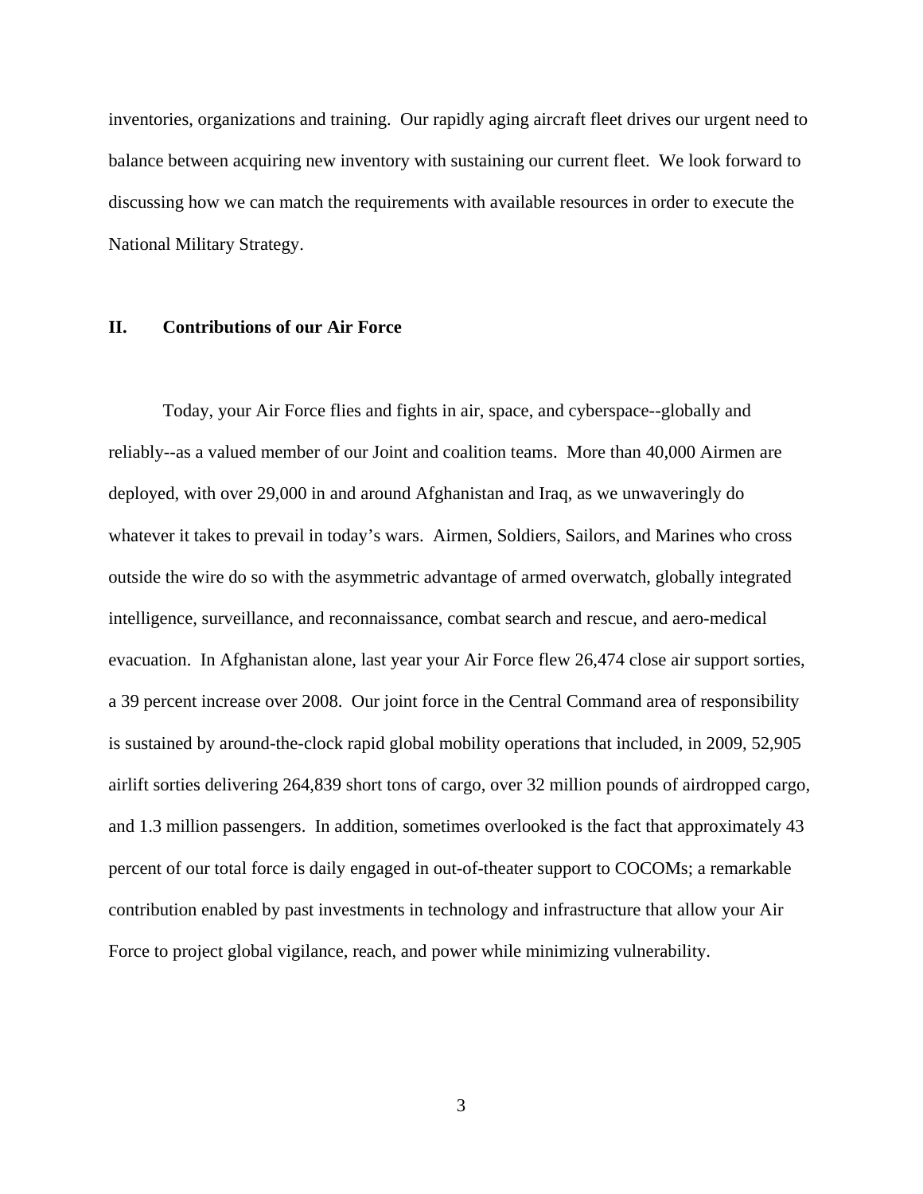inventories, organizations and training. Our rapidly aging aircraft fleet drives our urgent need to balance between acquiring new inventory with sustaining our current fleet. We look forward to discussing how we can match the requirements with available resources in order to execute the National Military Strategy.

## II. Contributions of our Air Force

Today, your Air Force flies and fights in air, space, and cyberspace--globally and reliably--as a valued member of our Joint and coalition teams. More than 40,000 Airmen are deployed, with over 29,000 in and around Afghanistan and Iraq, as we unwaveringly do whatever it takes to prevail in today's wars. Airmen, Soldiers, Sailors, and Marines who cross outside the wire do so with the asymmetric advantage of armed overwatch, globally integrated intelligence, surveillance, and reconnaissance, combat search and rescue, and aero-medical evacuation. In Afghanistan alone, last year your Air Force flew 26,474 close air support sorties, a 39 percent increase over 2008. Our joint force in the Central Command area of responsibility is sustained by around-the-clock rapid global mobility operations that included, in 2009, 52,905 airlift sorties delivering 264,839 short tons of cargo, over 32 million pounds of airdropped cargo, and 1.3 million passengers. In addition, sometimes overlooked is the fact that approximately 43 percent of our total force is daily engaged in out-of-theater support to COCOMs; a remarkable contribution enabled by past investments in technology and infrastructure that allow your Air Force to project global vigilance, reach, and power while minimizing vulnerability.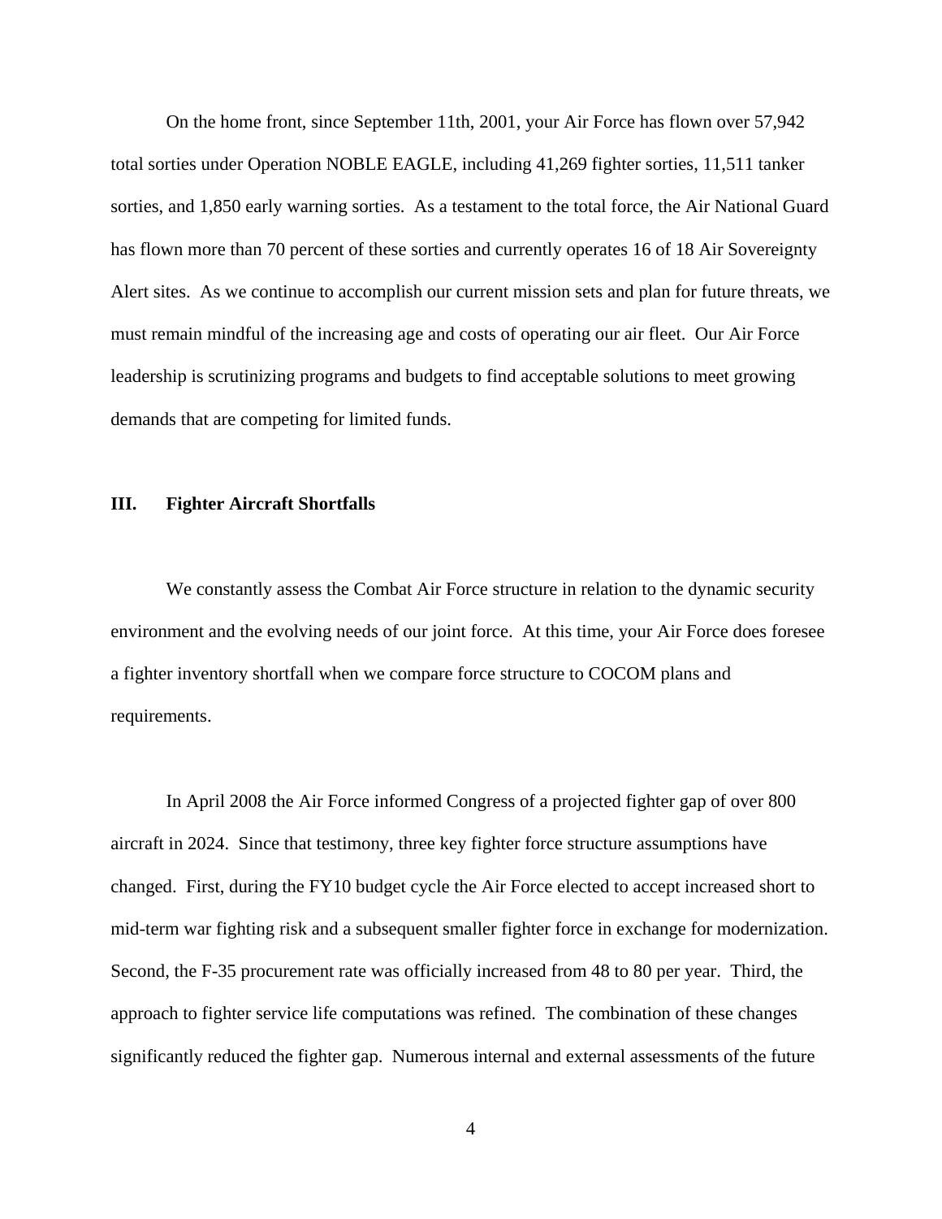On the home front, since September 11th, 2001, your Air Force has flown over 57,942 total sorties under Operation NOBLE EAGLE, including 41,269 fighter sorties, 11,511 tanker sorties, and 1,850 early warning sorties. As a testament to the total force, the Air National Guard has flown more than 70 percent of these sorties and currently operates 16 of 18 Air Sovereignty Alert sites. As we continue to accomplish our current mission sets and plan for future threats, we must remain mindful of the increasing age and costs of operating our air fleet. Our Air Force leadership is scrutinizing programs and budgets to find acceptable solutions to meet growing demands that are competing for limited funds.

## III. Fighter Aircraft Shortfalls

We constantly assess the Combat Air Force structure in relation to the dynamic security environment and the evolving needs of our joint force. At this time, your Air Force does foresee a fighter inventory shortfall when we compare force structure to COCOM plans and requirements.

In April 2008 the Air Force informed Congress of a projected fighter gap of over 800 aircraft in 2024. Since that testimony, three key fighter force structure assumptions have changed. First, during the FY10 budget cycle the Air Force elected to accept increased short to mid-term war fighting risk and a subsequent smaller fighter force in exchange for modernization. Second, the F-35 procurement rate was officially increased from 48 to 80 per year. Third, the approach to fighter service life computations was refined. The combination of these changes significantly reduced the fighter gap. Numerous internal and external assessments of the future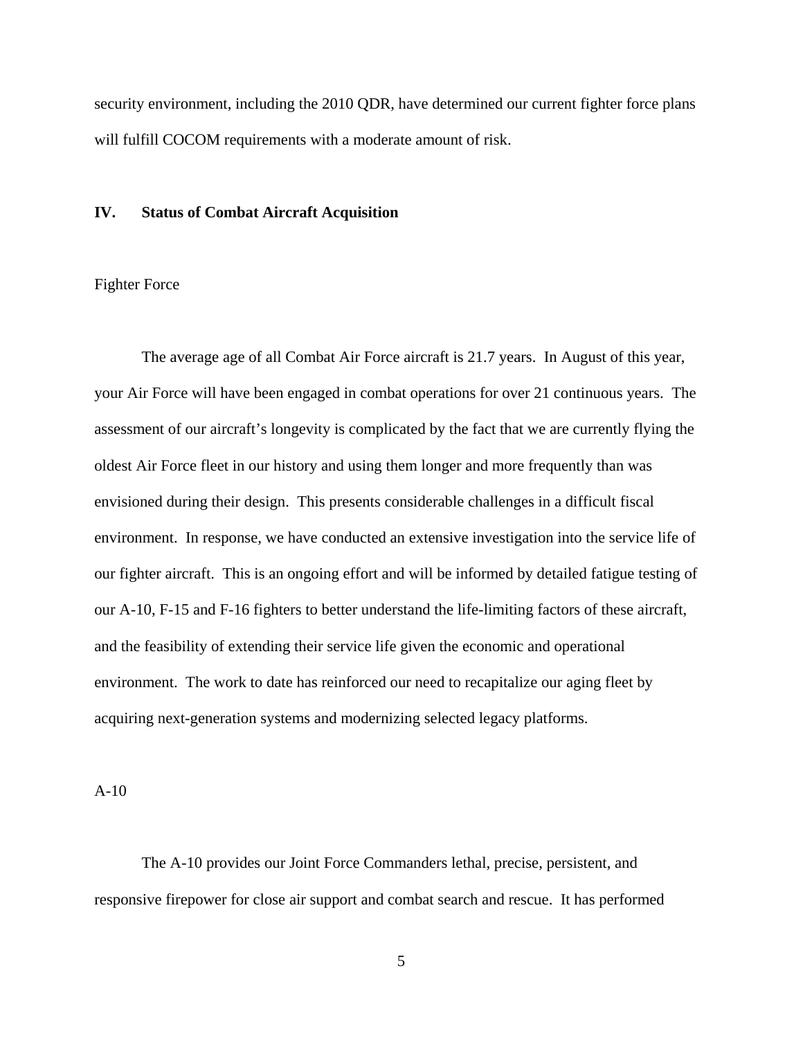security environment, including the 2010 QDR, have determined our current fighter force plans will fulfill COCOM requirements with a moderate amount of risk.

## IV. Status of Combat Aircraft Acquisition

### Fighter Force

The average age of all Combat Air Force aircraft is 21.7 years. In August of this year, your Air Force will have been engaged in combat operations for over 21 continuous years. The assessment of our aircraft's longevity is complicated by the fact that we are currently flying the oldest Air Force fleet in our history and using them longer and more frequently than was envisioned during their design. This presents considerable challenges in a difficult fiscal environment. In response, we have conducted an extensive investigation into the service life of our fighter aircraft. This is an ongoing effort and will be informed by detailed fatigue testing of our A-10, F-15 and F-16 fighters to better understand the life-limiting factors of these aircraft, and the feasibility of extending their service life given the economic and operational environment. The work to date has reinforced our need to recapitalize our aging fleet by acquiring next-generation systems and modernizing selected legacy platforms.

### A-10

The A-10 provides our Joint Force Commanders lethal, precise, persistent, and responsive firepower for close air support and combat search and rescue. It has performed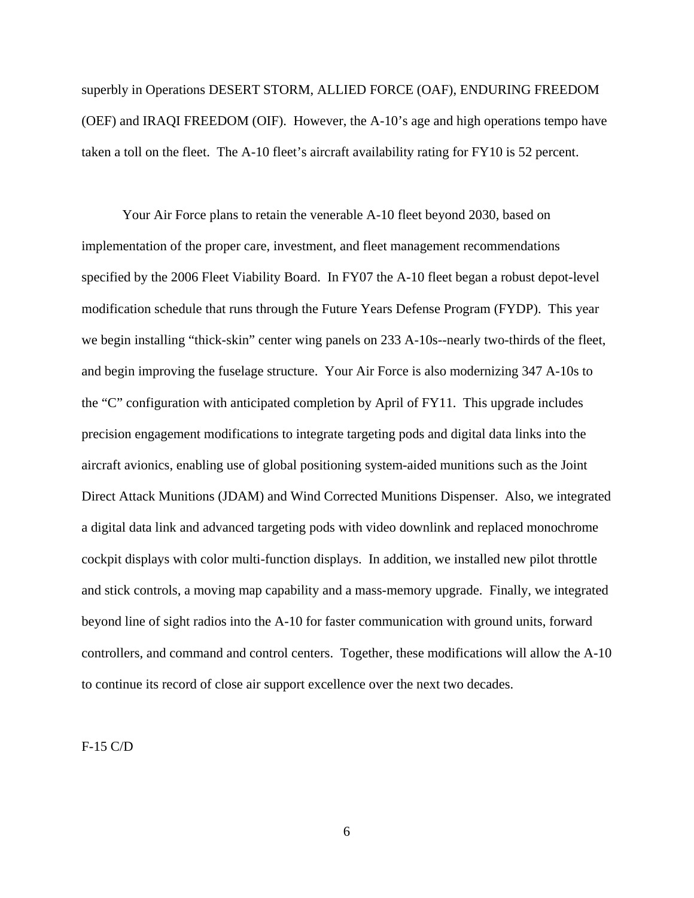superbly in Operations DESERT STORM, ALLIED FORCE (OAF), ENDURING FREEDOM (OEF) and IRAQI FREEDOM (OIF). However, the A-10's age and high operations tempo have taken a toll on the fleet. The A-10 fleet's aircraft availability rating for FY10 is 52 percent.

Your Air Force plans to retain the venerable A-10 fleet beyond 2030, based on implementation of the proper care, investment, and fleet management recommendations specified by the 2006 Fleet Viability Board. In FY07 the A-10 fleet began a robust depot-level modification schedule that runs through the Future Years Defense Program (FYDP). This year we begin installing "thick-skin" center wing panels on 233 A-10s--nearly two-thirds of the fleet, and begin improving the fuselage structure. Your Air Force is also modernizing 347 A-10s to the "C" configuration with anticipated completion by April of FY11. This upgrade includes precision engagement modifications to integrate targeting pods and digital data links into the aircraft avionics, enabling use of global positioning system-aided munitions such as the Joint Direct Attack Munitions (JDAM) and Wind Corrected Munitions Dispenser. Also, we integrated a digital data link and advanced targeting pods with video downlink and replaced monochrome cockpit displays with color multi-function displays. In addition, we installed new pilot throttle and stick controls, a moving map capability and a mass-memory upgrade. Finally, we integrated beyond line of sight radios into the A-10 for faster communication with ground units, forward controllers, and command and control centers. Together, these modifications will allow the A-10 to continue its record of close air support excellence over the next two decades.

F-15 C/D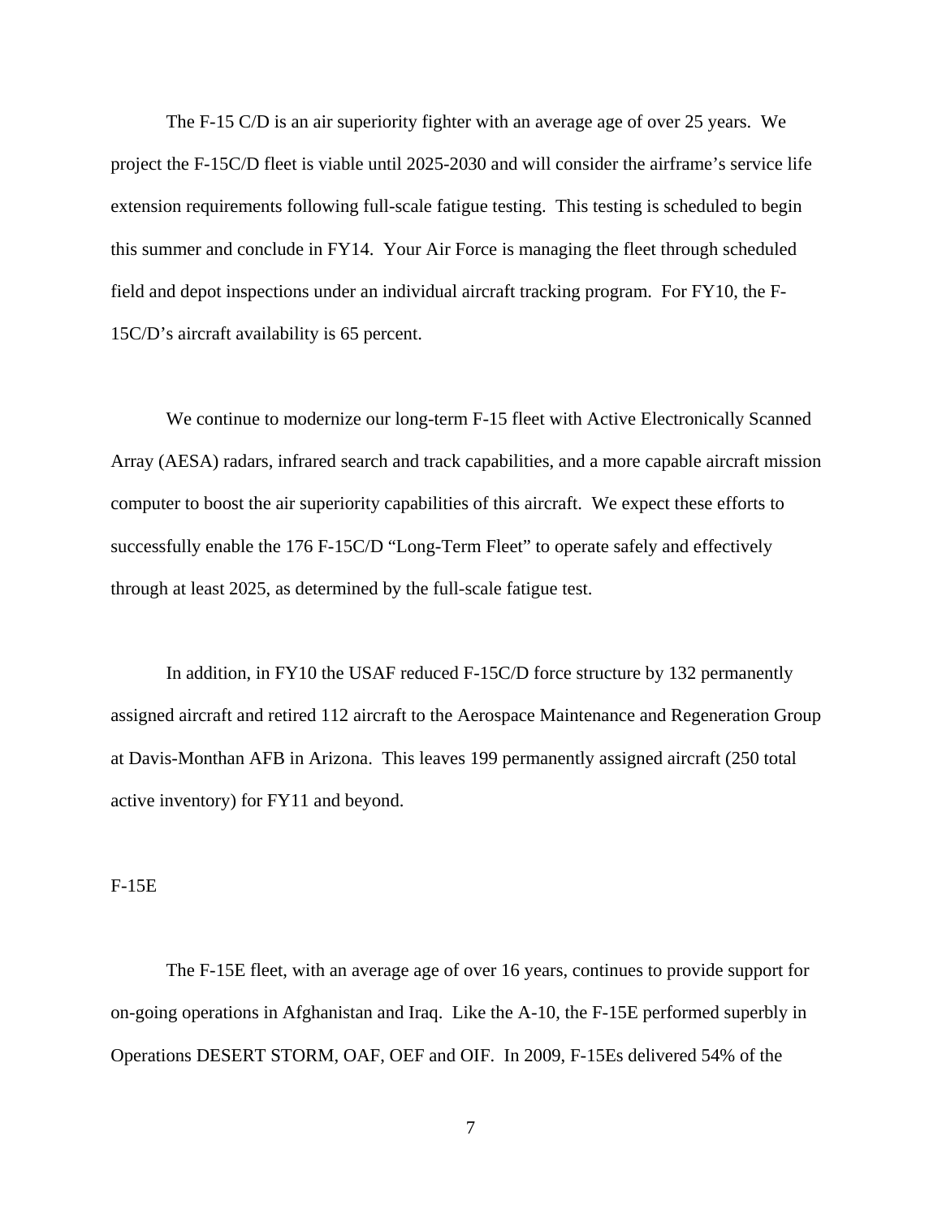The F-15 C/D is an air superiority fighter with an average age of over 25 years. We project the F-15C/D fleet is viable until 2025-2030 and will consider the airframe's service life extension requirements following full-scale fatigue testing. This testing is scheduled to begin this summer and conclude in FY14. Your Air Force is managing the fleet through scheduled field and depot inspections under an individual aircraft tracking program. For FY10, the F-15C/D's aircraft availability is 65 percent.

We continue to modernize our long-term F-15 fleet with Active Electronically Scanned Array (AESA) radars, infrared search and track capabilities, and a more capable aircraft mission computer to boost the air superiority capabilities of this aircraft. We expect these efforts to successfully enable the 176 F-15C/D "Long-Term Fleet" to operate safely and effectively through at least 2025, as determined by the full-scale fatigue test.

In addition, in FY10 the USAF reduced F-15C/D force structure by 132 permanently assigned aircraft and retired 112 aircraft to the Aerospace Maintenance and Regeneration Group at Davis-Monthan AFB in Arizona. This leaves 199 permanently assigned aircraft (250 total active inventory) for FY11 and beyond.

F-15E

The F-15E fleet, with an average age of over 16 years, continues to provide support for on-going operations in Afghanistan and Iraq. Like the A-10, the F-15E performed superbly in Operations DESERT STORM, OAF, OEF and OIF. In 2009, F-15Es delivered 54% of the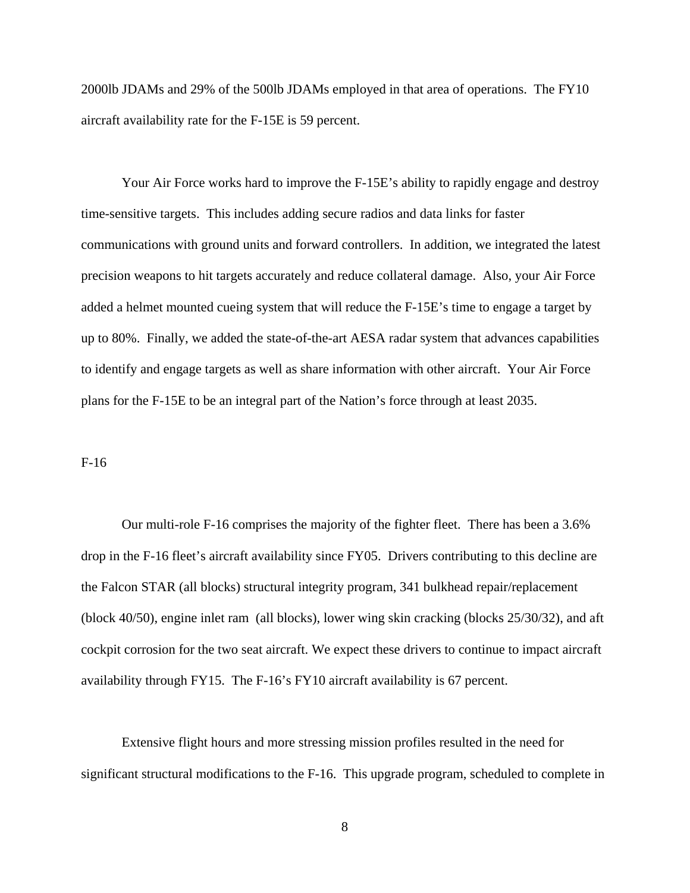2000lb JDAMs and 29% of the 500lb JDAMs employed in that area of operations. The FY10 aircraft availability rate for the F-15E is 59 percent.

Your Air Force works hard to improve the F-15E's ability to rapidly engage and destroy time-sensitive targets. This includes adding secure radios and data links for faster communications with ground units and forward controllers. In addition, we integrated the latest precision weapons to hit targets accurately and reduce collateral damage. Also, your Air Force added a helmet mounted cueing system that will reduce the F-15E's time to engage a target by up to 80%. Finally, we added the state-of-the-art AESA radar system that advances capabilities to identify and engage targets as well as share information with other aircraft. Your Air Force plans for the F-15E to be an integral part of the Nation's force through at least 2035.

F-16

Our multi-role F-16 comprises the majority of the fighter fleet. There has been a 3.6% drop in the F-16 fleet's aircraft availability since FY05. Drivers contributing to this decline are the Falcon STAR (all blocks) structural integrity program, 341 bulkhead repair/replacement (block 40/50), engine inlet ram (all blocks), lower wing skin cracking (blocks 25/30/32), and aft cockpit corrosion for the two seat aircraft. We expect these drivers to continue to impact aircraft availability through FY15. The F-16's FY10 aircraft availability is 67 percent.

Extensive flight hours and more stressing mission profiles resulted in the need for significant structural modifications to the F-16. This upgrade program, scheduled to complete in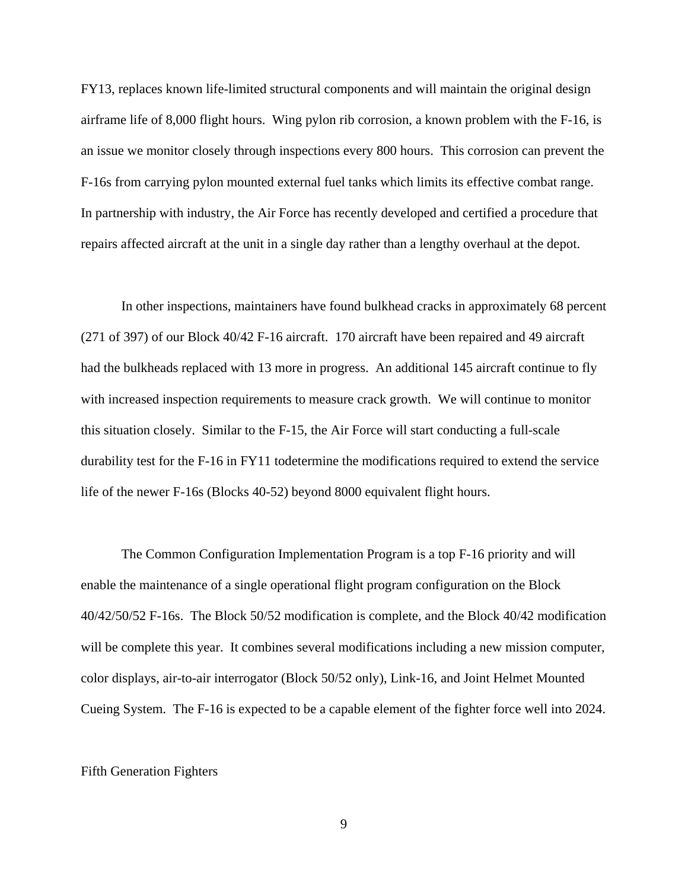FY13, replaces known life-limited structural components and will maintain the original design airframe life of 8,000 flight hours. Wing pylon rib corrosion, a known problem with the F-16, is an issue we monitor closely through inspections every 800 hours. This corrosion can prevent the F-16s from carrying pylon mounted external fuel tanks which limits its effective combat range. In partnership with industry, the Air Force has recently developed and certified a procedure that repairs affected aircraft at the unit in a single day rather than a lengthy overhaul at the depot.

In other inspections, maintainers have found bulkhead cracks in approximately 68 percent (271 of 397) of our Block 40/42 F-16 aircraft. 170 aircraft have been repaired and 49 aircraft had the bulkheads replaced with 13 more in progress. An additional 145 aircraft continue to fly with increased inspection requirements to measure crack growth. We will continue to monitor this situation closely. Similar to the F-15, the Air Force will start conducting a full-scale durability test for the F-16 in FY11 todetermine the modifications required to extend the service life of the newer F-16s (Blocks 40-52) beyond 8000 equivalent flight hours.

The Common Configuration Implementation Program is a top F-16 priority and will enable the maintenance of a single operational flight program configuration on the Block 40/42/50/52 F-16s. The Block 50/52 modification is complete, and the Block 40/42 modification will be complete this year. It combines several modifications including a new mission computer, color displays, air-to-air interrogator (Block 50/52 only), Link-16, and Joint Helmet Mounted Cueing System. The F-16 is expected to be a capable element of the fighter force well into 2024.

Fifth Generation Fighters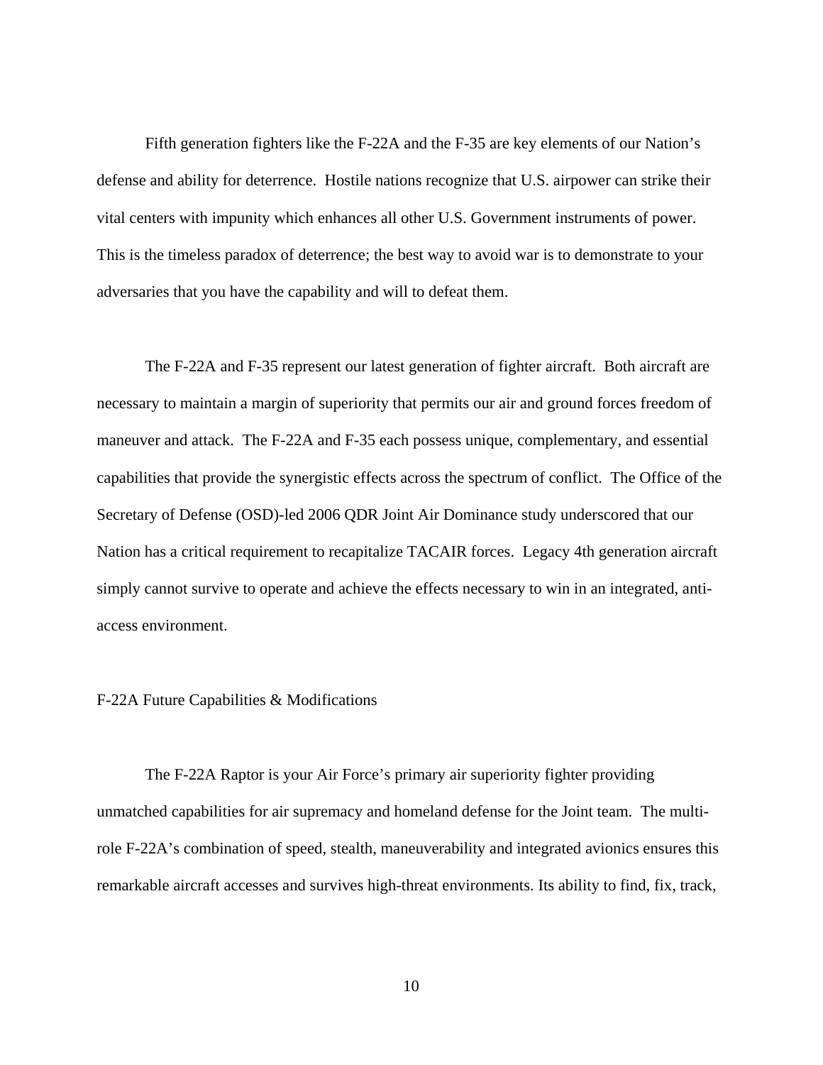Fifth generation fighters like the F-22A and the F-35 are key elements of our Nation's defense and ability for deterrence. Hostile nations recognize that U.S. airpower can strike their vital centers with impunity which enhances all other U.S. Government instruments of power. This is the timeless paradox of deterrence; the best way to avoid war is to demonstrate to your adversaries that you have the capability and will to defeat them.

The F-22A and F-35 represent our latest generation of fighter aircraft. Both aircraft are necessary to maintain a margin of superiority that permits our air and ground forces freedom of maneuver and attack. The F-22A and F-35 each possess unique, complementary, and essential capabilities that provide the synergistic effects across the spectrum of conflict. The Office of the Secretary of Defense (OSD)-led 2006 QDR Joint Air Dominance study underscored that our Nation has a critical requirement to recapitalize TACAIR forces. Legacy 4th generation aircraft simply cannot survive to operate and achieve the effects necessary to win in an integrated, anti-access environment.

## F-22A Future Capabilities & Modifications

The F-22A Raptor is your Air Force's primary air superiority fighter providing unmatched capabilities for air supremacy and homeland defense for the Joint team. The multi-role F-22A's combination of speed, stealth, maneuverability and integrated avionics ensures this remarkable aircraft accesses and survives high-threat environments. Its ability to find, fix, track,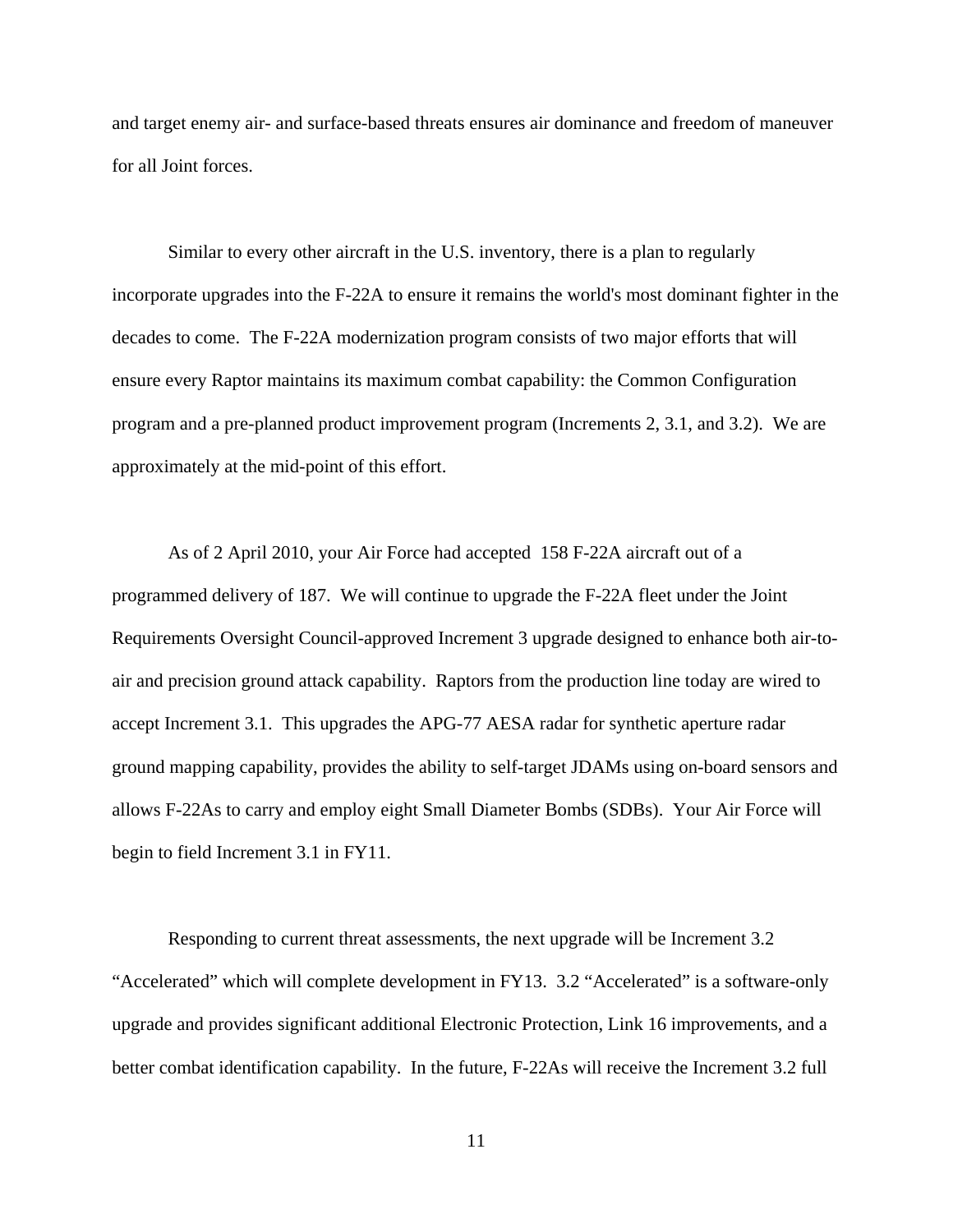and target enemy air- and surface-based threats ensures air dominance and freedom of maneuver for all Joint forces.

Similar to every other aircraft in the U.S. inventory, there is a plan to regularly incorporate upgrades into the F-22A to ensure it remains the world's most dominant fighter in the decades to come. The F-22A modernization program consists of two major efforts that will ensure every Raptor maintains its maximum combat capability: the Common Configuration program and a pre-planned product improvement program (Increments 2, 3.1, and 3.2). We are approximately at the mid-point of this effort.

As of 2 April 2010, your Air Force had accepted 158 F-22A aircraft out of a programmed delivery of 187. We will continue to upgrade the F-22A fleet under the Joint Requirements Oversight Council-approved Increment 3 upgrade designed to enhance both air-to-air and precision ground attack capability. Raptors from the production line today are wired to accept Increment 3.1. This upgrades the APG-77 AESA radar for synthetic aperture radar ground mapping capability, provides the ability to self-target JDAMs using on-board sensors and allows F-22As to carry and employ eight Small Diameter Bombs (SDBs). Your Air Force will begin to field Increment 3.1 in FY11.

Responding to current threat assessments, the next upgrade will be Increment 3.2 "Accelerated" which will complete development in FY13. 3.2 "Accelerated" is a software-only upgrade and provides significant additional Electronic Protection, Link 16 improvements, and a better combat identification capability. In the future, F-22As will receive the Increment 3.2 full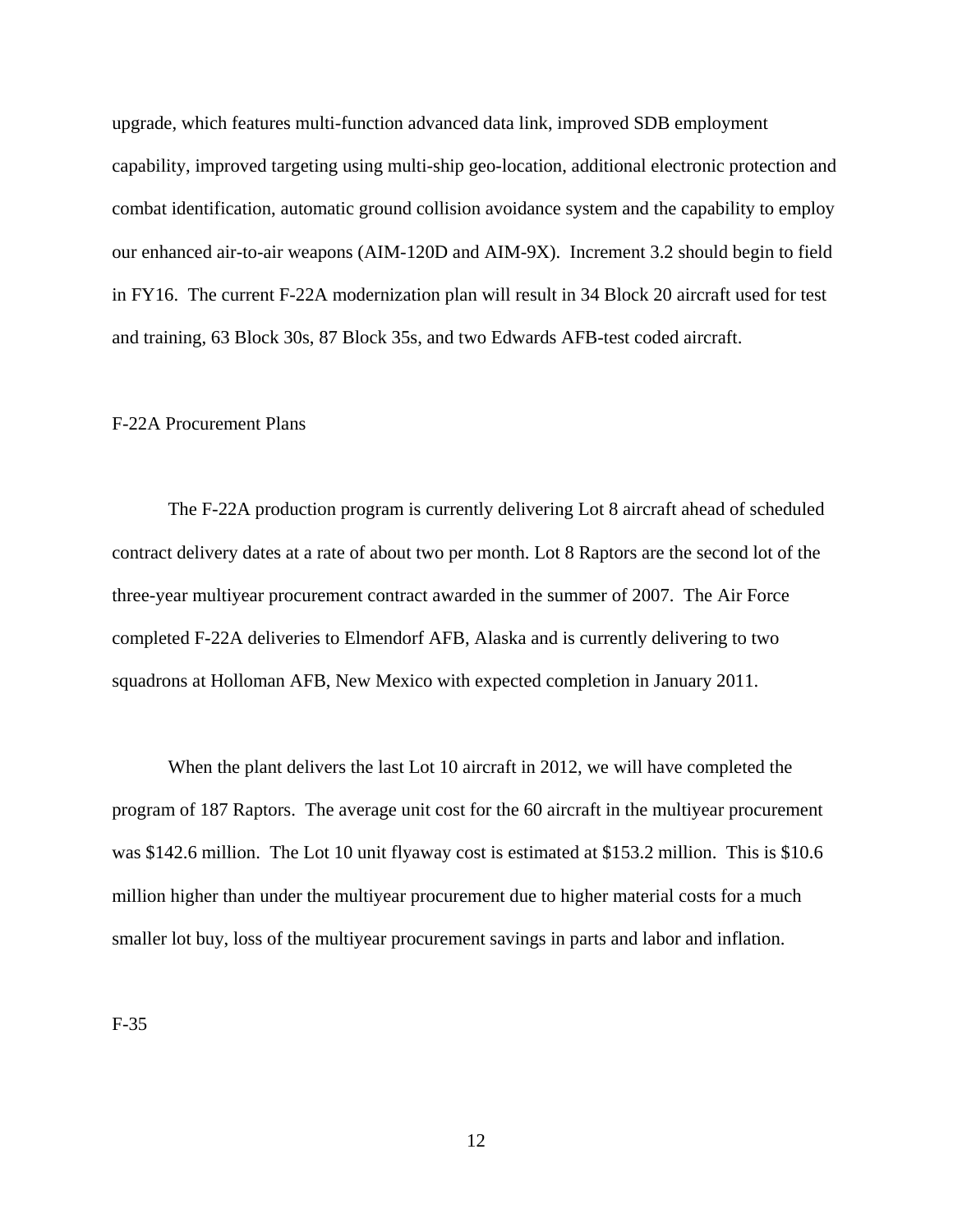upgrade, which features multi-function advanced data link, improved SDB employment capability, improved targeting using multi-ship geo-location, additional electronic protection and combat identification, automatic ground collision avoidance system and the capability to employ our enhanced air-to-air weapons (AIM-120D and AIM-9X). Increment 3.2 should begin to field in FY16. The current F-22A modernization plan will result in 34 Block 20 aircraft used for test and training, 63 Block 30s, 87 Block 35s, and two Edwards AFB-test coded aircraft.

## F-22A Procurement Plans

The F-22A production program is currently delivering Lot 8 aircraft ahead of scheduled contract delivery dates at a rate of about two per month. Lot 8 Raptors are the second lot of the three-year multiyear procurement contract awarded in the summer of 2007. The Air Force completed F-22A deliveries to Elmendorf AFB, Alaska and is currently delivering to two squadrons at Holloman AFB, New Mexico with expected completion in January 2011.

When the plant delivers the last Lot 10 aircraft in 2012, we will have completed the program of 187 Raptors. The average unit cost for the 60 aircraft in the multiyear procurement was $142.6 million. The Lot 10 unit flyaway cost is estimated at $153.2 million. This is $10.6 million higher than under the multiyear procurement due to higher material costs for a much smaller lot buy, loss of the multiyear procurement savings in parts and labor and inflation.

## F-35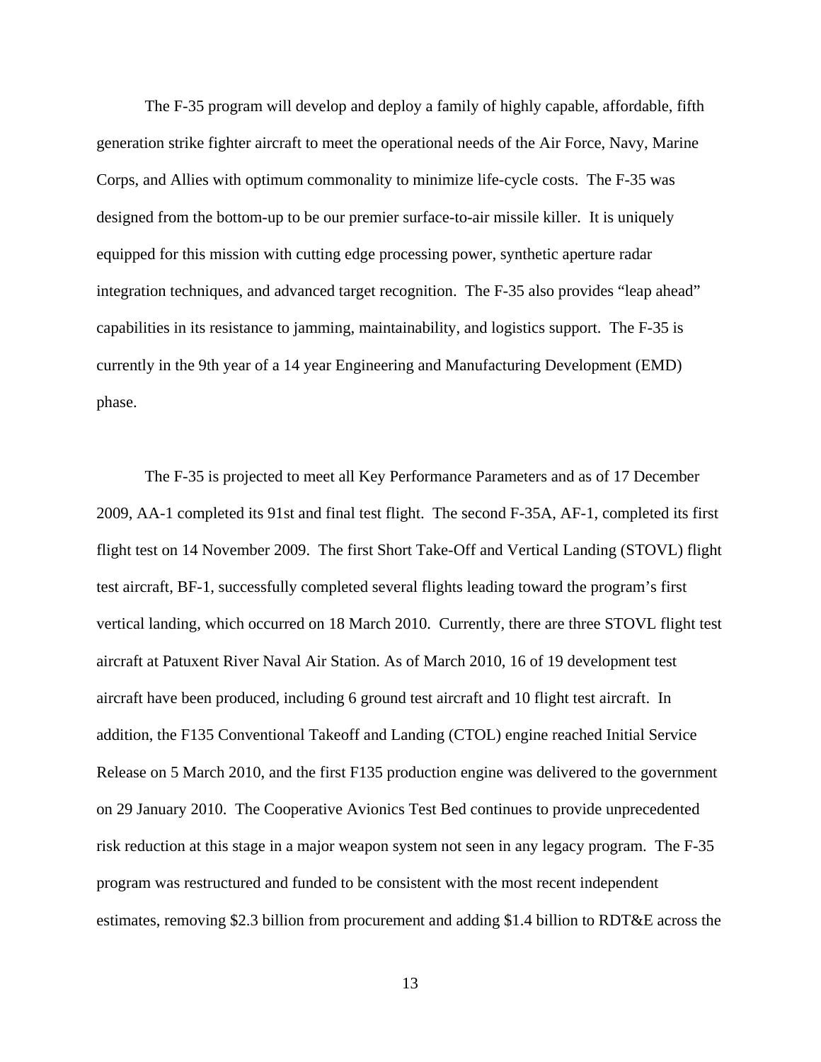The F-35 program will develop and deploy a family of highly capable, affordable, fifth generation strike fighter aircraft to meet the operational needs of the Air Force, Navy, Marine Corps, and Allies with optimum commonality to minimize life-cycle costs. The F-35 was designed from the bottom-up to be our premier surface-to-air missile killer. It is uniquely equipped for this mission with cutting edge processing power, synthetic aperture radar integration techniques, and advanced target recognition. The F-35 also provides "leap ahead" capabilities in its resistance to jamming, maintainability, and logistics support. The F-35 is currently in the 9th year of a 14 year Engineering and Manufacturing Development (EMD) phase.

The F-35 is projected to meet all Key Performance Parameters and as of 17 December 2009, AA-1 completed its 91st and final test flight. The second F-35A, AF-1, completed its first flight test on 14 November 2009. The first Short Take-Off and Vertical Landing (STOVL) flight test aircraft, BF-1, successfully completed several flights leading toward the program's first vertical landing, which occurred on 18 March 2010. Currently, there are three STOVL flight test aircraft at Patuxent River Naval Air Station. As of March 2010, 16 of 19 development test aircraft have been produced, including 6 ground test aircraft and 10 flight test aircraft. In addition, the F135 Conventional Takeoff and Landing (CTOL) engine reached Initial Service Release on 5 March 2010, and the first F135 production engine was delivered to the government on 29 January 2010. The Cooperative Avionics Test Bed continues to provide unprecedented risk reduction at this stage in a major weapon system not seen in any legacy program. The F-35 program was restructured and funded to be consistent with the most recent independent estimates, removing $2.3 billion from procurement and adding $1.4 billion to RDT&E across the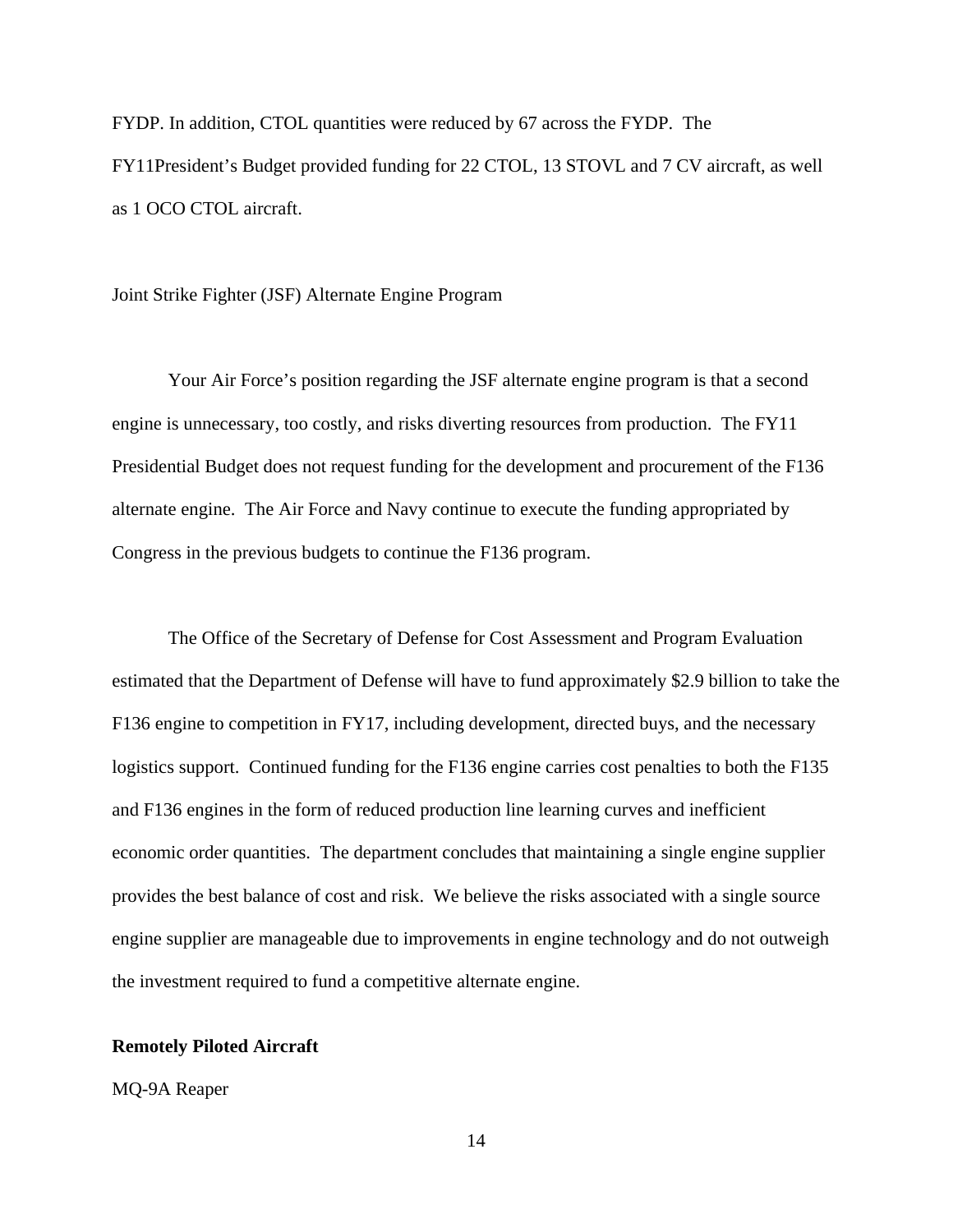FYDP. In addition, CTOL quantities were reduced by 67 across the FYDP. The FY11President's Budget provided funding for 22 CTOL, 13 STOVL and 7 CV aircraft, as well as 1 OCO CTOL aircraft.

Joint Strike Fighter (JSF) Alternate Engine Program

Your Air Force's position regarding the JSF alternate engine program is that a second engine is unnecessary, too costly, and risks diverting resources from production. The FY11 Presidential Budget does not request funding for the development and procurement of the F136 alternate engine. The Air Force and Navy continue to execute the funding appropriated by Congress in the previous budgets to continue the F136 program.

The Office of the Secretary of Defense for Cost Assessment and Program Evaluation estimated that the Department of Defense will have to fund approximately $2.9 billion to take the F136 engine to competition in FY17, including development, directed buys, and the necessary logistics support. Continued funding for the F136 engine carries cost penalties to both the F135 and F136 engines in the form of reduced production line learning curves and inefficient economic order quantities. The department concludes that maintaining a single engine supplier provides the best balance of cost and risk. We believe the risks associated with a single source engine supplier are manageable due to improvements in engine technology and do not outweigh the investment required to fund a competitive alternate engine.

**Remotely Piloted Aircraft**

MQ-9A Reaper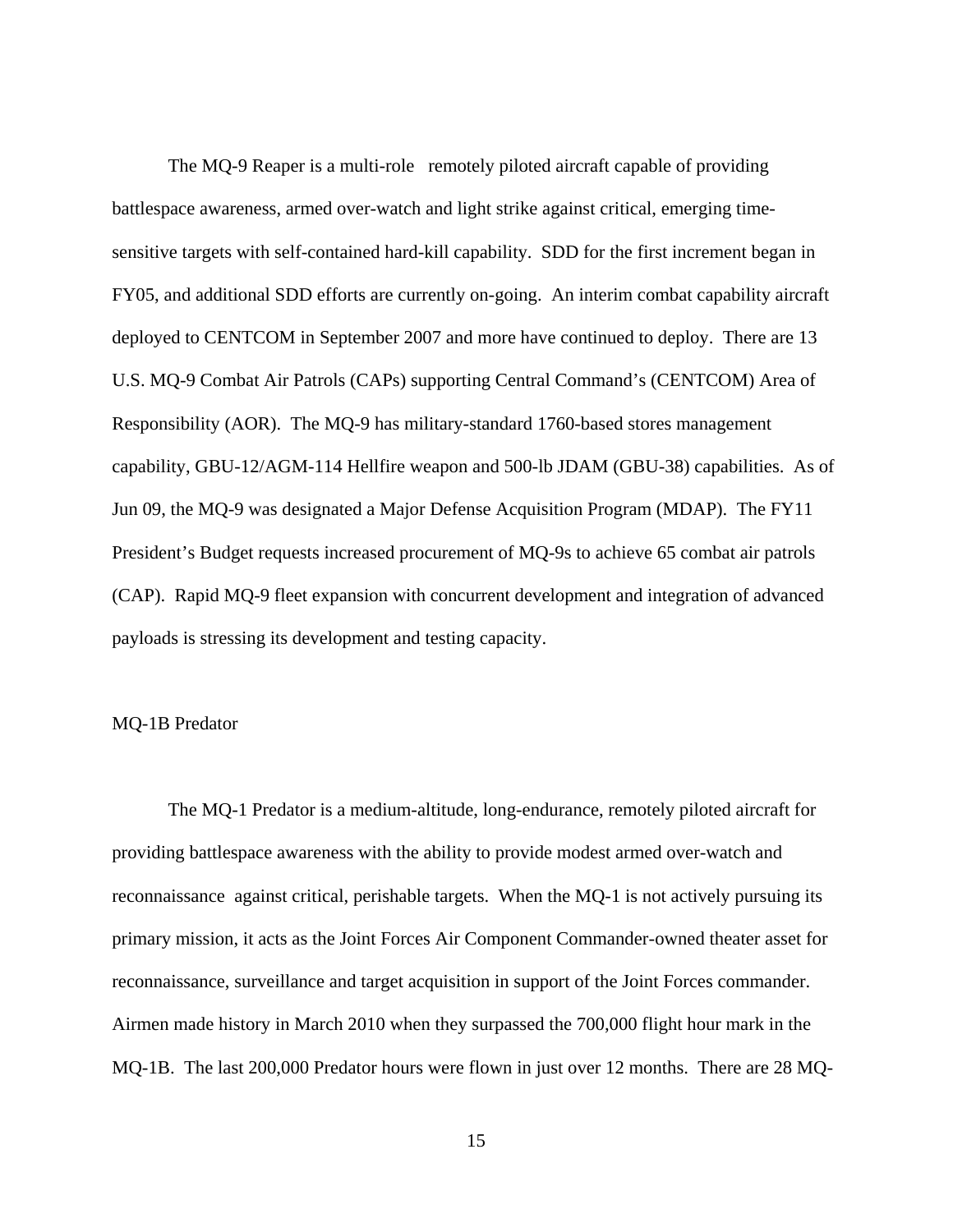The MQ-9 Reaper is a multi-role remotely piloted aircraft capable of providing battlespace awareness, armed over-watch and light strike against critical, emerging time-sensitive targets with self-contained hard-kill capability. SDD for the first increment began in FY05, and additional SDD efforts are currently on-going. An interim combat capability aircraft deployed to CENTCOM in September 2007 and more have continued to deploy. There are 13 U.S. MQ-9 Combat Air Patrols (CAPs) supporting Central Command's (CENTCOM) Area of Responsibility (AOR). The MQ-9 has military-standard 1760-based stores management capability, GBU-12/AGM-114 Hellfire weapon and 500-lb JDAM (GBU-38) capabilities. As of Jun 09, the MQ-9 was designated a Major Defense Acquisition Program (MDAP). The FY11 President's Budget requests increased procurement of MQ-9s to achieve 65 combat air patrols (CAP). Rapid MQ-9 fleet expansion with concurrent development and integration of advanced payloads is stressing its development and testing capacity.

MQ-1B Predator

The MQ-1 Predator is a medium-altitude, long-endurance, remotely piloted aircraft for providing battlespace awareness with the ability to provide modest armed over-watch and reconnaissance against critical, perishable targets. When the MQ-1 is not actively pursuing its primary mission, it acts as the Joint Forces Air Component Commander-owned theater asset for reconnaissance, surveillance and target acquisition in support of the Joint Forces commander. Airmen made history in March 2010 when they surpassed the 700,000 flight hour mark in the MQ-1B. The last 200,000 Predator hours were flown in just over 12 months. There are 28 MQ-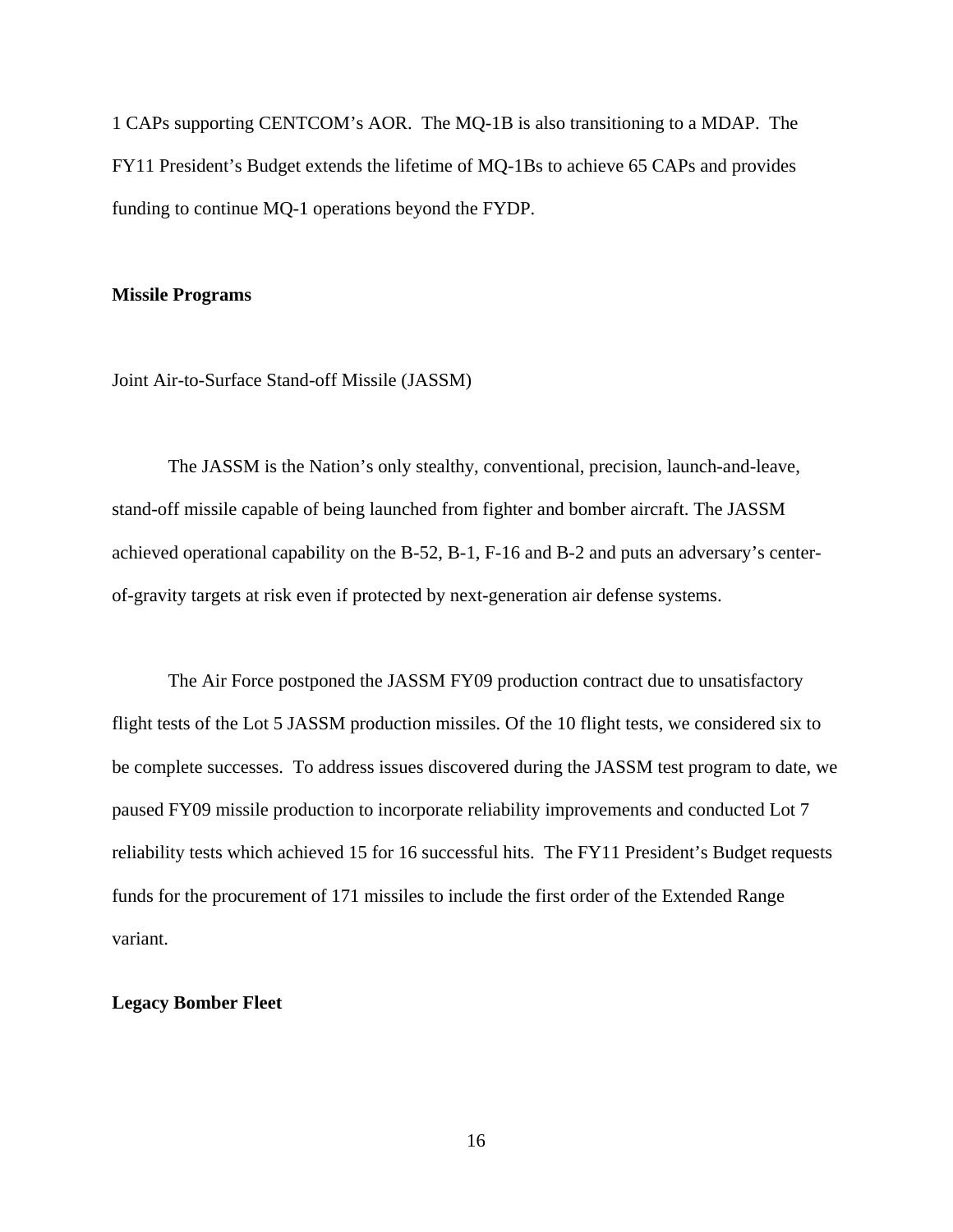1 CAPs supporting CENTCOM's AOR. The MQ-1B is also transitioning to a MDAP. The FY11 President's Budget extends the lifetime of MQ-1Bs to achieve 65 CAPs and provides funding to continue MQ-1 operations beyond the FYDP.

**Missile Programs**

Joint Air-to-Surface Stand-off Missile (JASSM)

The JASSM is the Nation's only stealthy, conventional, precision, launch-and-leave, stand-off missile capable of being launched from fighter and bomber aircraft. The JASSM achieved operational capability on the B-52, B-1, F-16 and B-2 and puts an adversary's center-of-gravity targets at risk even if protected by next-generation air defense systems.

The Air Force postponed the JASSM FY09 production contract due to unsatisfactory flight tests of the Lot 5 JASSM production missiles. Of the 10 flight tests, we considered six to be complete successes. To address issues discovered during the JASSM test program to date, we paused FY09 missile production to incorporate reliability improvements and conducted Lot 7 reliability tests which achieved 15 for 16 successful hits. The FY11 President's Budget requests funds for the procurement of 171 missiles to include the first order of the Extended Range variant.

**Legacy Bomber Fleet**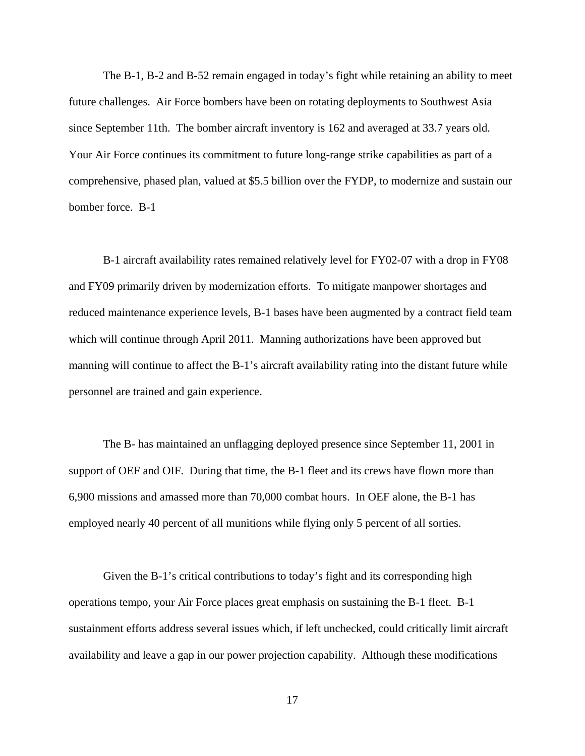The B-1, B-2 and B-52 remain engaged in today's fight while retaining an ability to meet future challenges. Air Force bombers have been on rotating deployments to Southwest Asia since September 11th. The bomber aircraft inventory is 162 and averaged at 33.7 years old. Your Air Force continues its commitment to future long-range strike capabilities as part of a comprehensive, phased plan, valued at $5.5 billion over the FYDP, to modernize and sustain our bomber force. B-1

B-1 aircraft availability rates remained relatively level for FY02-07 with a drop in FY08 and FY09 primarily driven by modernization efforts. To mitigate manpower shortages and reduced maintenance experience levels, B-1 bases have been augmented by a contract field team which will continue through April 2011. Manning authorizations have been approved but manning will continue to affect the B-1's aircraft availability rating into the distant future while personnel are trained and gain experience.

The B- has maintained an unflagging deployed presence since September 11, 2001 in support of OEF and OIF. During that time, the B-1 fleet and its crews have flown more than 6,900 missions and amassed more than 70,000 combat hours. In OEF alone, the B-1 has employed nearly 40 percent of all munitions while flying only 5 percent of all sorties.

Given the B-1's critical contributions to today's fight and its corresponding high operations tempo, your Air Force places great emphasis on sustaining the B-1 fleet. B-1 sustainment efforts address several issues which, if left unchecked, could critically limit aircraft availability and leave a gap in our power projection capability. Although these modifications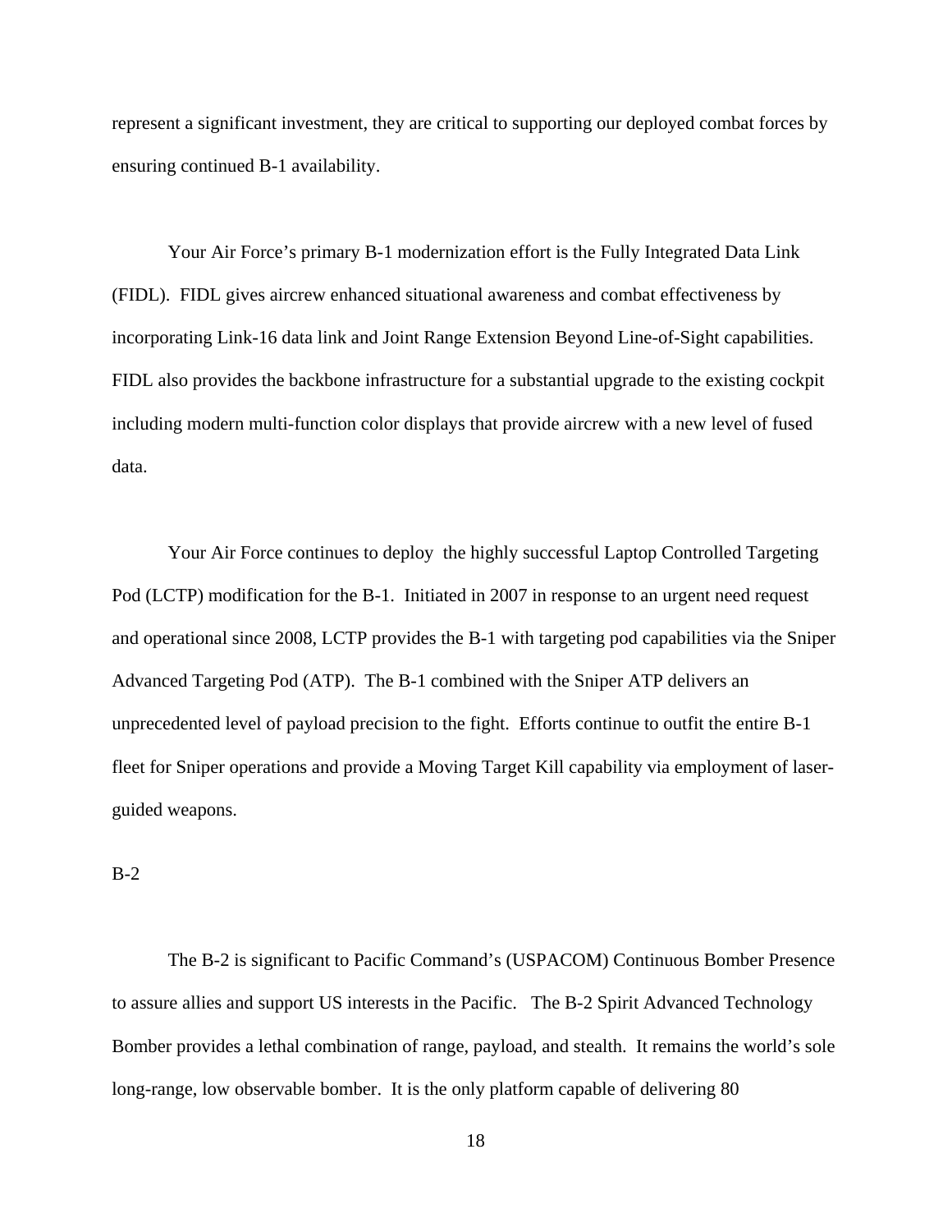represent a significant investment, they are critical to supporting our deployed combat forces by ensuring continued B-1 availability.

Your Air Force's primary B-1 modernization effort is the Fully Integrated Data Link (FIDL). FIDL gives aircrew enhanced situational awareness and combat effectiveness by incorporating Link-16 data link and Joint Range Extension Beyond Line-of-Sight capabilities. FIDL also provides the backbone infrastructure for a substantial upgrade to the existing cockpit including modern multi-function color displays that provide aircrew with a new level of fused data.

Your Air Force continues to deploy the highly successful Laptop Controlled Targeting Pod (LCTP) modification for the B-1. Initiated in 2007 in response to an urgent need request and operational since 2008, LCTP provides the B-1 with targeting pod capabilities via the Sniper Advanced Targeting Pod (ATP). The B-1 combined with the Sniper ATP delivers an unprecedented level of payload precision to the fight. Efforts continue to outfit the entire B-1 fleet for Sniper operations and provide a Moving Target Kill capability via employment of laser-guided weapons.

B-2

The B-2 is significant to Pacific Command's (USPACOM) Continuous Bomber Presence to assure allies and support US interests in the Pacific. The B-2 Spirit Advanced Technology Bomber provides a lethal combination of range, payload, and stealth. It remains the world's sole long-range, low observable bomber. It is the only platform capable of delivering 80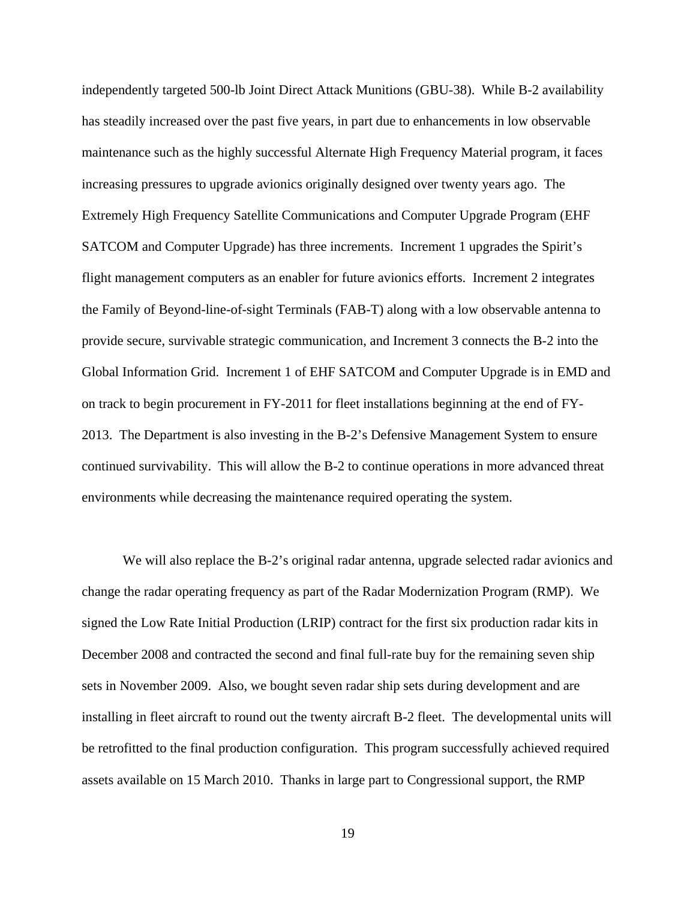independently targeted 500-lb Joint Direct Attack Munitions (GBU-38). While B-2 availability has steadily increased over the past five years, in part due to enhancements in low observable maintenance such as the highly successful Alternate High Frequency Material program, it faces increasing pressures to upgrade avionics originally designed over twenty years ago. The Extremely High Frequency Satellite Communications and Computer Upgrade Program (EHF SATCOM and Computer Upgrade) has three increments. Increment 1 upgrades the Spirit's flight management computers as an enabler for future avionics efforts. Increment 2 integrates the Family of Beyond-line-of-sight Terminals (FAB-T) along with a low observable antenna to provide secure, survivable strategic communication, and Increment 3 connects the B-2 into the Global Information Grid. Increment 1 of EHF SATCOM and Computer Upgrade is in EMD and on track to begin procurement in FY-2011 for fleet installations beginning at the end of FY-2013. The Department is also investing in the B-2's Defensive Management System to ensure continued survivability. This will allow the B-2 to continue operations in more advanced threat environments while decreasing the maintenance required operating the system.

We will also replace the B-2's original radar antenna, upgrade selected radar avionics and change the radar operating frequency as part of the Radar Modernization Program (RMP). We signed the Low Rate Initial Production (LRIP) contract for the first six production radar kits in December 2008 and contracted the second and final full-rate buy for the remaining seven ship sets in November 2009. Also, we bought seven radar ship sets during development and are installing in fleet aircraft to round out the twenty aircraft B-2 fleet. The developmental units will be retrofitted to the final production configuration. This program successfully achieved required assets available on 15 March 2010. Thanks in large part to Congressional support, the RMP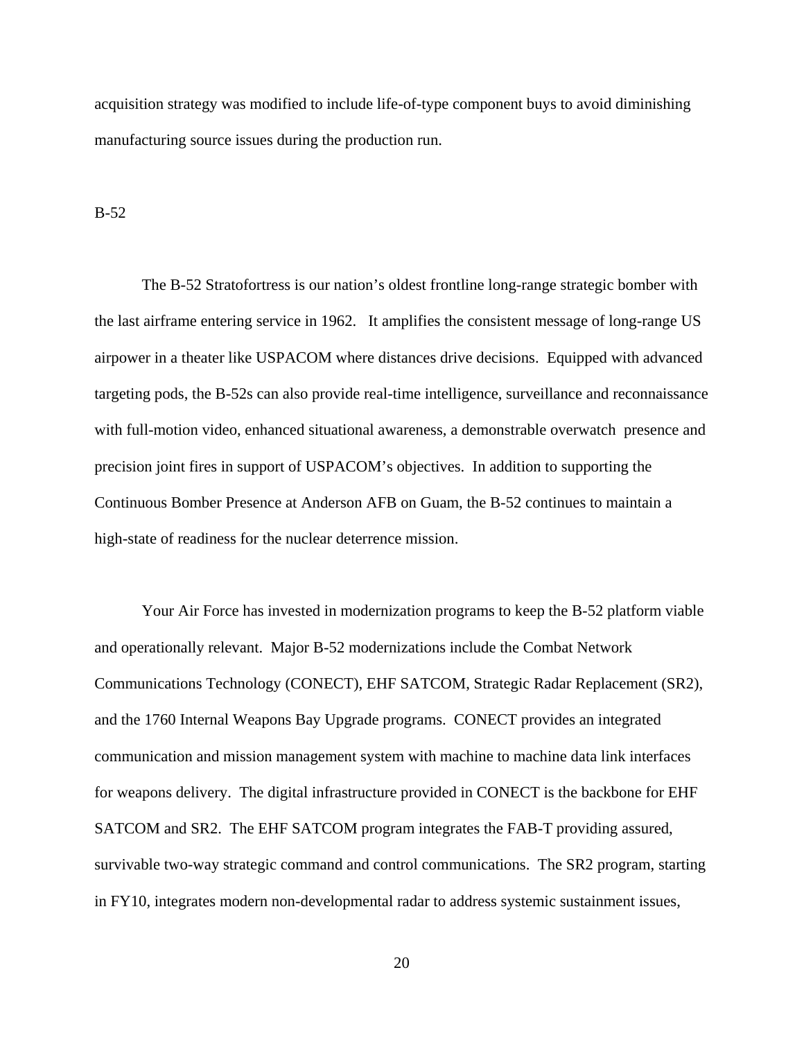acquisition strategy was modified to include life-of-type component buys to avoid diminishing manufacturing source issues during the production run.

B-52

The B-52 Stratofortress is our nation's oldest frontline long-range strategic bomber with the last airframe entering service in 1962. It amplifies the consistent message of long-range US airpower in a theater like USPACOM where distances drive decisions. Equipped with advanced targeting pods, the B-52s can also provide real-time intelligence, surveillance and reconnaissance with full-motion video, enhanced situational awareness, a demonstrable overwatch presence and precision joint fires in support of USPACOM's objectives. In addition to supporting the Continuous Bomber Presence at Anderson AFB on Guam, the B-52 continues to maintain a high-state of readiness for the nuclear deterrence mission.

Your Air Force has invested in modernization programs to keep the B-52 platform viable and operationally relevant. Major B-52 modernizations include the Combat Network Communications Technology (CONECT), EHF SATCOM, Strategic Radar Replacement (SR2), and the 1760 Internal Weapons Bay Upgrade programs. CONECT provides an integrated communication and mission management system with machine to machine data link interfaces for weapons delivery. The digital infrastructure provided in CONECT is the backbone for EHF SATCOM and SR2. The EHF SATCOM program integrates the FAB-T providing assured, survivable two-way strategic command and control communications. The SR2 program, starting in FY10, integrates modern non-developmental radar to address systemic sustainment issues,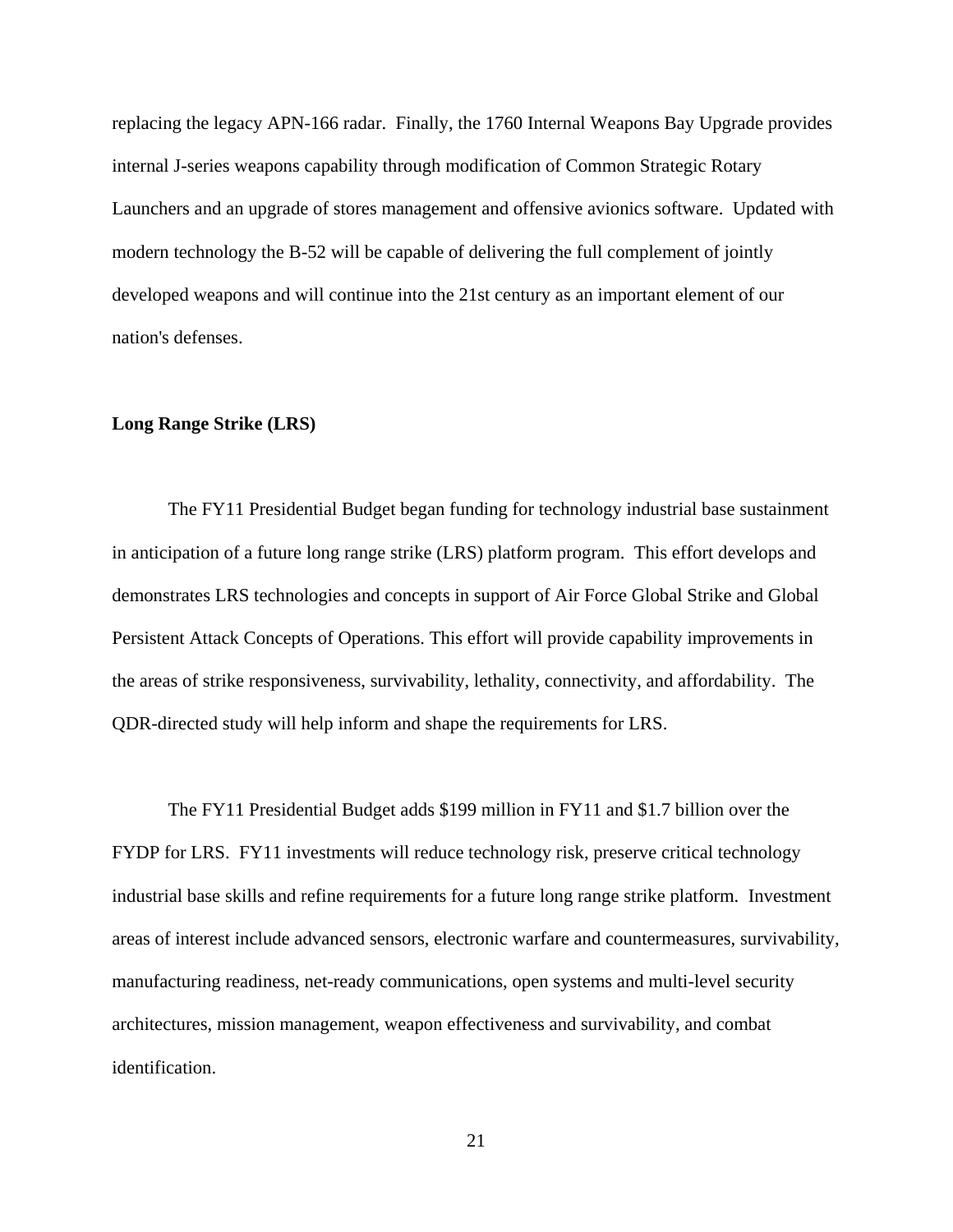replacing the legacy APN-166 radar. Finally, the 1760 Internal Weapons Bay Upgrade provides internal J-series weapons capability through modification of Common Strategic Rotary Launchers and an upgrade of stores management and offensive avionics software. Updated with modern technology the B-52 will be capable of delivering the full complement of jointly developed weapons and will continue into the 21st century as an important element of our nation's defenses.

**Long Range Strike (LRS)**

The FY11 Presidential Budget began funding for technology industrial base sustainment in anticipation of a future long range strike (LRS) platform program. This effort develops and demonstrates LRS technologies and concepts in support of Air Force Global Strike and Global Persistent Attack Concepts of Operations. This effort will provide capability improvements in the areas of strike responsiveness, survivability, lethality, connectivity, and affordability. The QDR-directed study will help inform and shape the requirements for LRS.

The FY11 Presidential Budget adds $199 million in FY11 and $1.7 billion over the FYDP for LRS. FY11 investments will reduce technology risk, preserve critical technology industrial base skills and refine requirements for a future long range strike platform. Investment areas of interest include advanced sensors, electronic warfare and countermeasures, survivability, manufacturing readiness, net-ready communications, open systems and multi-level security architectures, mission management, weapon effectiveness and survivability, and combat identification.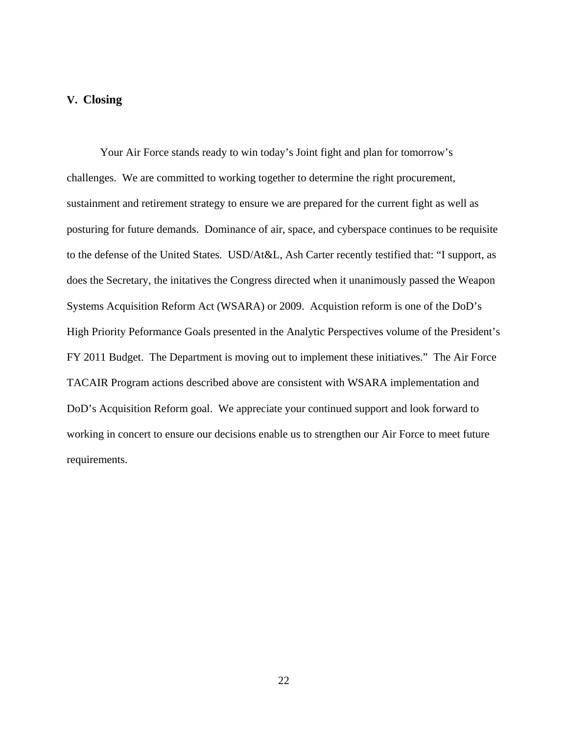## V. Closing

Your Air Force stands ready to win today's Joint fight and plan for tomorrow's challenges. We are committed to working together to determine the right procurement, sustainment and retirement strategy to ensure we are prepared for the current fight as well as posturing for future demands. Dominance of air, space, and cyberspace continues to be requisite to the defense of the United States. USD/At&L, Ash Carter recently testified that: "I support, as does the Secretary, the initatives the Congress directed when it unanimously passed the Weapon Systems Acquisition Reform Act (WSARA) or 2009. Acquistion reform is one of the DoD's High Priority Peformance Goals presented in the Analytic Perspectives volume of the President's FY 2011 Budget. The Department is moving out to implement these initiatives." The Air Force TACAIR Program actions described above are consistent with WSARA implementation and DoD's Acquisition Reform goal. We appreciate your continued support and look forward to working in concert to ensure our decisions enable us to strengthen our Air Force to meet future requirements.